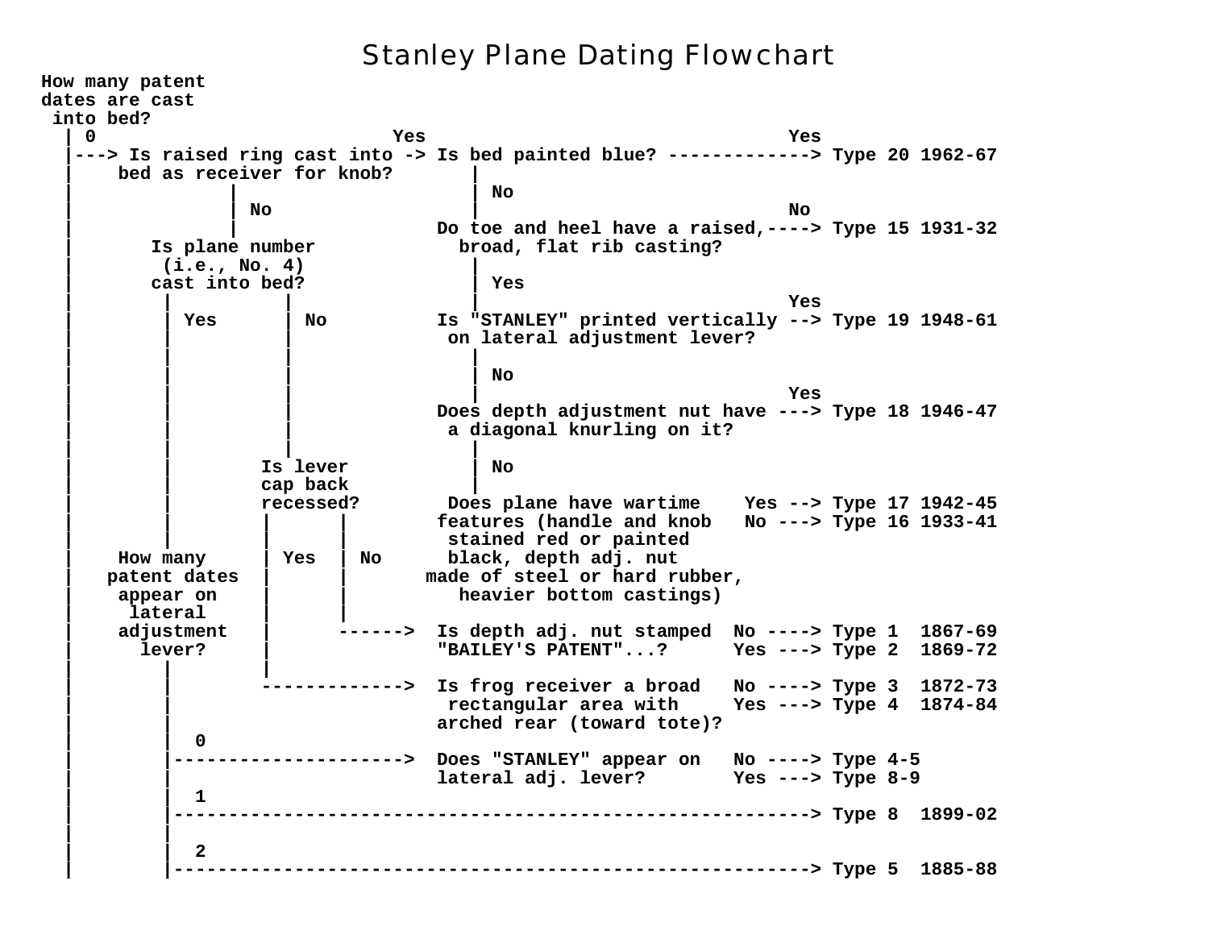# Stanley Plane Dating Flowchart

```
How many patent
dates are cast
 into bed?
  | 0                      Yes                               Yes
  |---> Is raised ring cast into -> Is bed painted blue? -------------> Type 20 1962-67
  |    bed as receiver for knob?        |
  |              |                      | No
  |              | No                   |                            No
  |              |                  Do toe and heel have a raised,----> Type 15 1931-32
  |       Is plane number             broad, flat rib casting?
  |        (i.e., No. 4)                |
  |       cast into bed?                | Yes
  |        |          |                 |                            Yes
  |        | Yes      | No          Is "STANLEY" printed vertically --> Type 19 1948-61
  |        |          |              on lateral adjustment lever?
  |        |          |                 |
  |        |          |                 | No
  |        |          |                 |                            Yes
  |        |          |             Does depth adjustment nut have ---> Type 18 1946-47
  |        |          |              a diagonal knurling on it?
  |        |          |                 |
  |        |        Is lever            | No
  |        |        cap back            |
  |        |        recessed?        Does plane have wartime    Yes --> Type 17 1942-45
  |        |         |    |         features (handle and knob   No ---> Type 16 1933-41
  |        |         |    |          stained red or painted
  |    How many      | Yes | No      black, depth adj. nut
  |   patent dates   |    |         made of steel or hard rubber,
  |    appear on     |    |           heavier bottom castings)
  |     lateral      |    |
  |    adjustment    |    ------>  Is depth adj. nut stamped  No ----> Type 1  1867-69
  |      lever?      |             "BAILEY'S PATENT"...?      Yes ---> Type 2  1869-72
  |        |         |
  |        |         ------------->  Is frog receiver a broad   No ----> Type 3  1872-73
  |        |                        rectangular area with     Yes ---> Type 4  1874-84
  |        |                       arched rear (toward tote)?
  |        |  0
  |        |-------------------->  Does "STANLEY" appear on   No ----> Type 4-5
  |        |                       lateral adj. lever?        Yes ---> Type 8-9
  |        |  1
  |        |--------------------------------------------------------> Type 8  1899-02
  |        |
  |        |  2
  |        |--------------------------------------------------------> Type 5  1885-88
```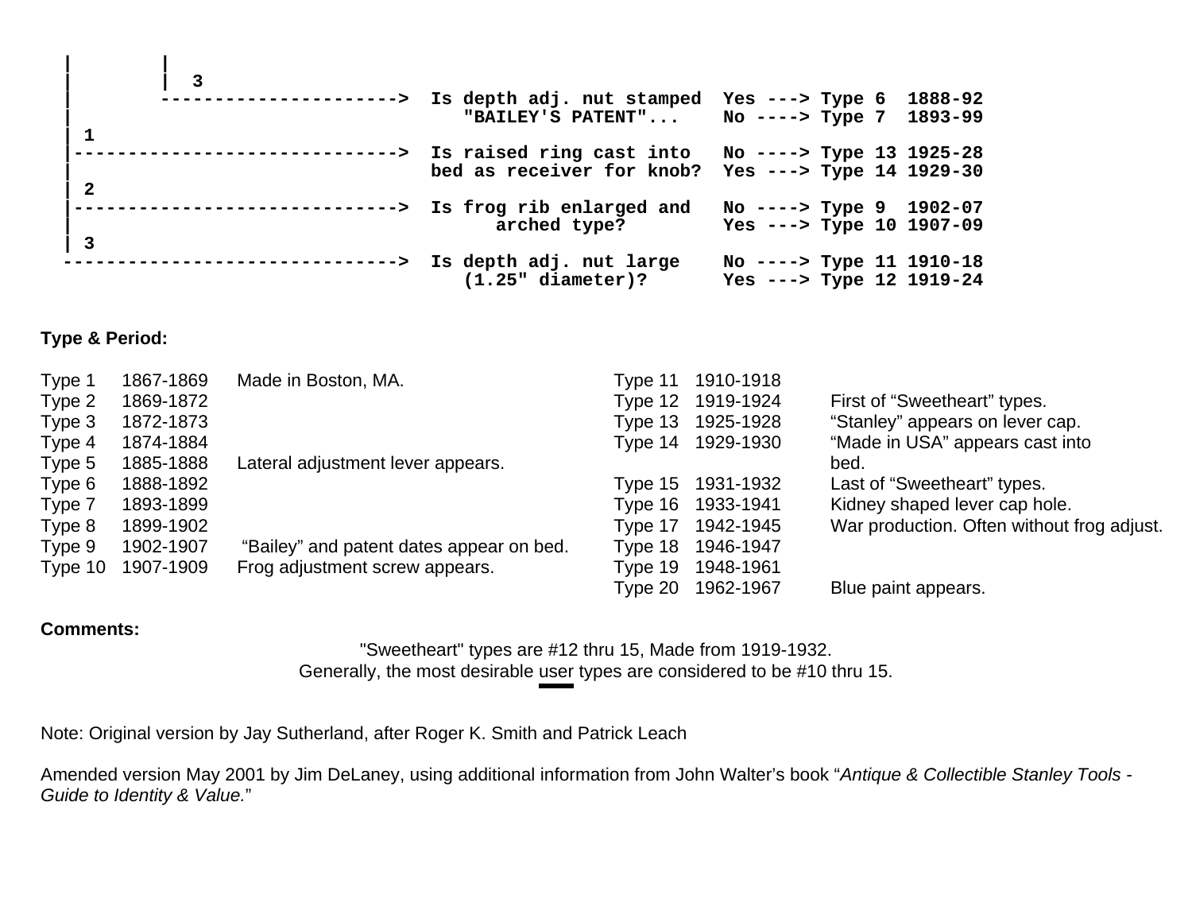```
  |        |
  |        |  3
  |        ---------------------->  Is depth adj. nut stamped  Yes ---> Type 6  1888-92
  |                                    "BAILEY'S PATENT"...    No ----> Type 7  1893-99
  | 1
  |------------------------------>  Is raised ring cast into   No ----> Type 13 1925-28
  |                                 bed as receiver for knob?  Yes ---> Type 14 1929-30
  | 2
  |------------------------------>  Is frog rib enlarged and   No ----> Type 9  1902-07
  |                                       arched type?         Yes ---> Type 10 1907-09
  | 3
  ------------------------------->  Is depth adj. nut large    No ----> Type 11 1910-18
                                       (1.25" diameter)?       Yes ---> Type 12 1919-24
```

**Type & Period:**

| | | |
|---|---|---|
| Type 1 | 1867-1869 | Made in Boston, MA. |
| Type 2 | 1869-1872 | |
| Type 3 | 1872-1873 | |
| Type 4 | 1874-1884 | |
| Type 5 | 1885-1888 | Lateral adjustment lever appears. |
| Type 6 | 1888-1892 | |
| Type 7 | 1893-1899 | |
| Type 8 | 1899-1902 | |
| Type 9 | 1902-1907 | "Bailey" and patent dates appear on bed. |
| Type 10 | 1907-1909 | Frog adjustment screw appears. |
| Type 11 | 1910-1918 | |
| Type 12 | 1919-1924 | First of "Sweetheart" types. |
| Type 13 | 1925-1928 | "Stanley" appears on lever cap. |
| Type 14 | 1929-1930 | "Made in USA" appears cast into bed. |
| Type 15 | 1931-1932 | Last of "Sweetheart" types. |
| Type 16 | 1933-1941 | Kidney shaped lever cap hole. |
| Type 17 | 1942-1945 | War production. Often without frog adjust. |
| Type 18 | 1946-1947 | |
| Type 19 | 1948-1961 | |
| Type 20 | 1962-1967 | Blue paint appears. |

**Comments:**

"Sweetheart" types are #12 thru 15, Made from 1919-1932.

Generally, the most desirable user types are considered to be #10 thru 15.

Note: Original version by Jay Sutherland, after Roger K. Smith and Patrick Leach

Amended version May 2001 by Jim DeLaney, using additional information from John Walter's book "*Antique & Collectible Stanley Tools - Guide to Identity & Value.*"